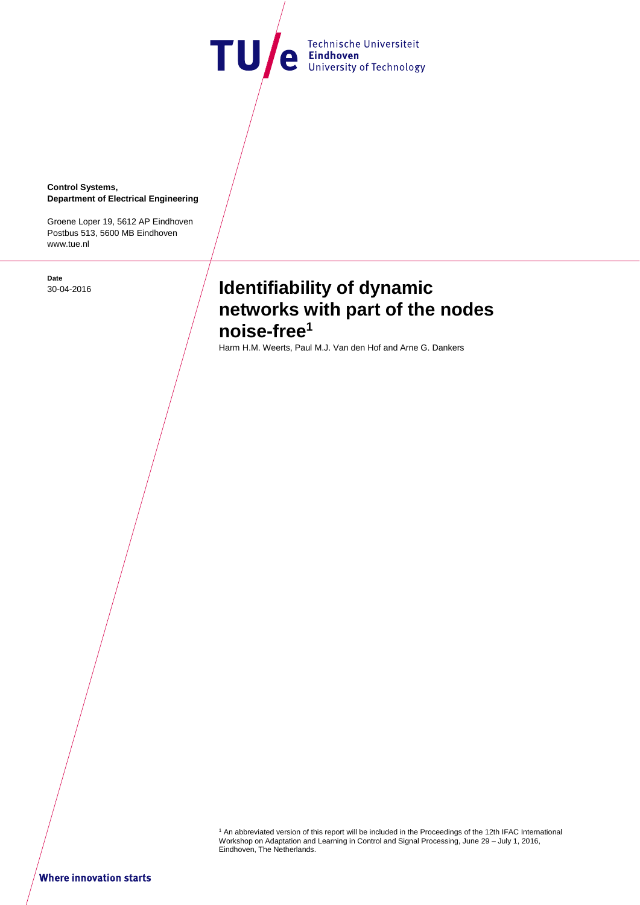Technische Universiteit **Eindhoven** University of Technology

**Control Systems,**
**Department of Electrical Engineering**

Groene Loper 19, 5612 AP Eindhoven
Postbus 513, 5600 MB Eindhoven
www.tue.nl

**Date**
30-04-2016

# Identifiability of dynamic networks with part of the nodes noise-free[1]

Harm H.M. Weerts, Paul M.J. Van den Hof and Arne G. Dankers

[1] An abbreviated version of this report will be included in the Proceedings of the 12th IFAC International Workshop on Adaptation and Learning in Control and Signal Processing, June 29 – July 1, 2016, Eindhoven, The Netherlands.

**Where innovation starts**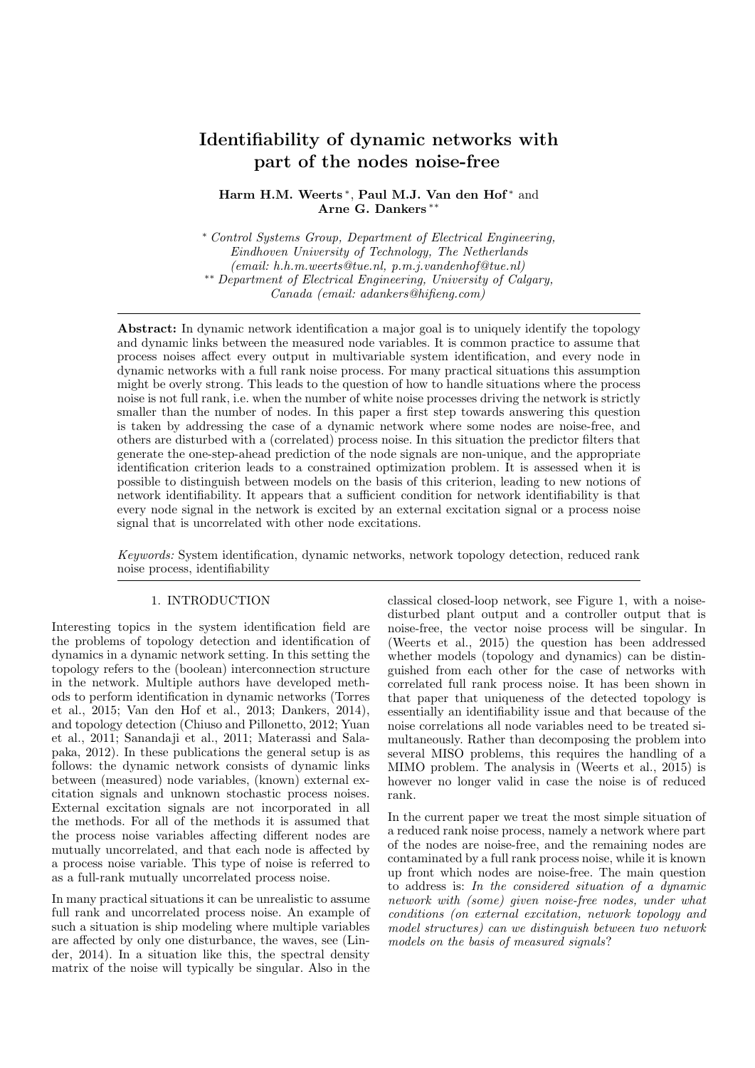# Identifiability of dynamic networks with part of the nodes noise-free

**Harm H.M. Weerts** [*], **Paul M.J. Van den Hof** [*] and **Arne G. Dankers** [**]

[*] *Control Systems Group, Department of Electrical Engineering, Eindhoven University of Technology, The Netherlands (email: h.h.m.weerts@tue.nl, p.m.j.vandenhof@tue.nl)*
[**] *Department of Electrical Engineering, University of Calgary, Canada (email: adankers@hifieng.com)*

---

**Abstract:** In dynamic network identification a major goal is to uniquely identify the topology and dynamic links between the measured node variables. It is common practice to assume that process noises affect every output in multivariable system identification, and every node in dynamic networks with a full rank noise process. For many practical situations this assumption might be overly strong. This leads to the question of how to handle situations where the process noise is not full rank, i.e. when the number of white noise processes driving the network is strictly smaller than the number of nodes. In this paper a first step towards answering this question is taken by addressing the case of a dynamic network where some nodes are noise-free, and others are disturbed with a (correlated) process noise. In this situation the predictor filters that generate the one-step-ahead prediction of the node signals are non-unique, and the appropriate identification criterion leads to a constrained optimization problem. It is assessed when it is possible to distinguish between models on the basis of this criterion, leading to new notions of network identifiability. It appears that a sufficient condition for network identifiability is that every node signal in the network is excited by an external excitation signal or a process noise signal that is uncorrelated with other node excitations.

*Keywords:* System identification, dynamic networks, network topology detection, reduced rank noise process, identifiability

---

## 1. INTRODUCTION

Interesting topics in the system identification field are the problems of topology detection and identification of dynamics in a dynamic network setting. In this setting the topology refers to the (boolean) interconnection structure in the network. Multiple authors have developed methods to perform identification in dynamic networks (Torres et al., 2015; Van den Hof et al., 2013; Dankers, 2014), and topology detection (Chiuso and Pillonetto, 2012; Yuan et al., 2011; Sanandaji et al., 2011; Materassi and Salapaka, 2012). In these publications the general setup is as follows: the dynamic network consists of dynamic links between (measured) node variables, (known) external excitation signals and unknown stochastic process noises. External excitation signals are not incorporated in all the methods. For all of the methods it is assumed that the process noise variables affecting different nodes are mutually uncorrelated, and that each node is affected by a process noise variable. This type of noise is referred to as a full-rank mutually uncorrelated process noise.

In many practical situations it can be unrealistic to assume full rank and uncorrelated process noise. An example of such a situation is ship modeling where multiple variables are affected by only one disturbance, the waves, see (Linder, 2014). In a situation like this, the spectral density matrix of the noise will typically be singular. Also in the classical closed-loop network, see Figure 1, with a noise-disturbed plant output and a controller output that is noise-free, the vector noise process will be singular. In (Weerts et al., 2015) the question has been addressed whether models (topology and dynamics) can be distinguished from each other for the case of networks with correlated full rank process noise. It has been shown in that paper that uniqueness of the detected topology is essentially an identifiability issue and that because of the noise correlations all node variables need to be treated simultaneously. Rather than decomposing the problem into several MISO problems, this requires the handling of a MIMO problem. The analysis in (Weerts et al., 2015) is however no longer valid in case the noise is of reduced rank.

In the current paper we treat the most simple situation of a reduced rank noise process, namely a network where part of the nodes are noise-free, and the remaining nodes are contaminated by a full rank process noise, while it is known up front which nodes are noise-free. The main question to address is: *In the considered situation of a dynamic network with (some) given noise-free nodes, under what conditions (on external excitation, network topology and model structures) can we distinguish between two network models on the basis of measured signals?*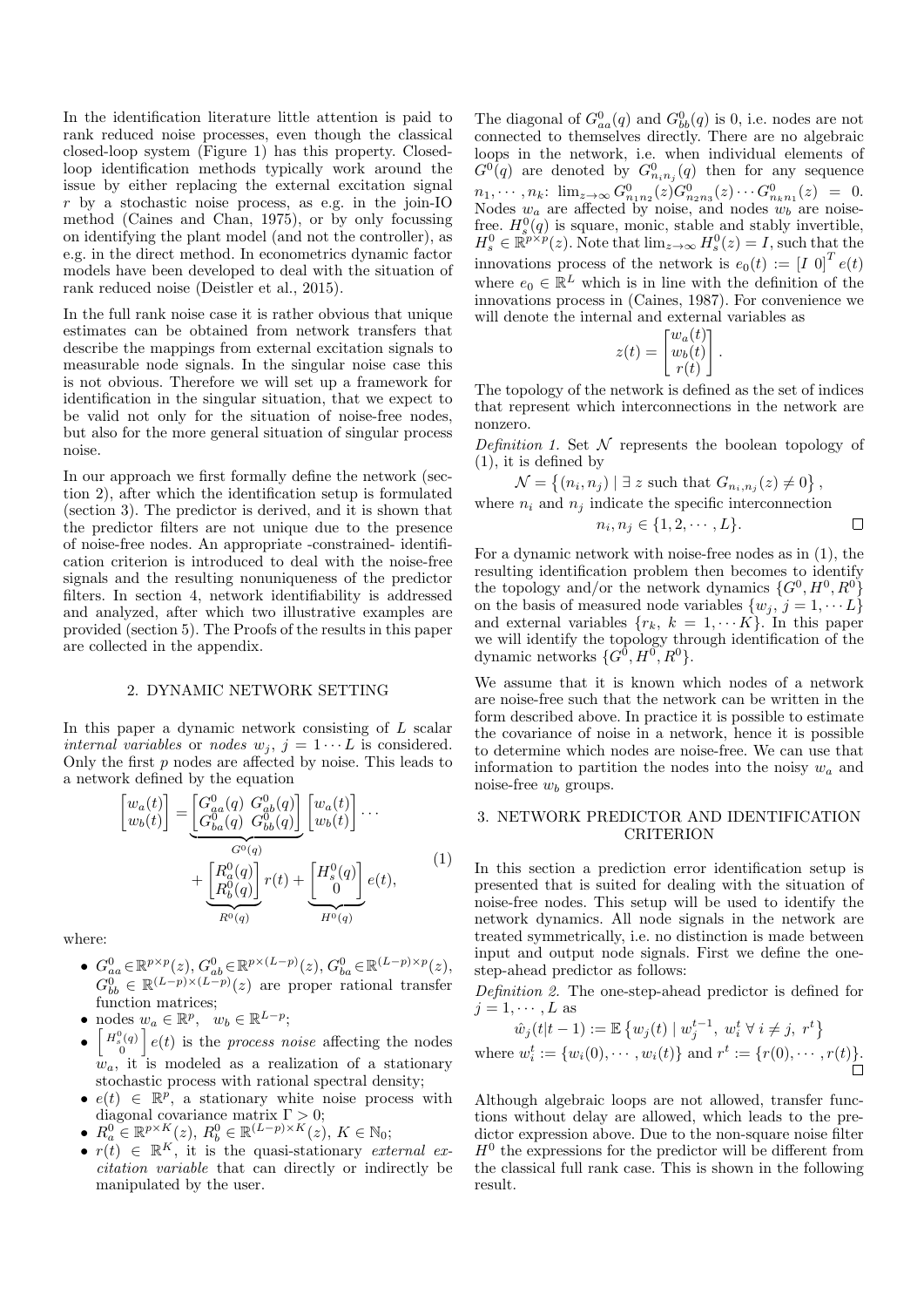In the identification literature little attention is paid to rank reduced noise processes, even though the classical closed-loop system (Figure 1) has this property. Closed-loop identification methods typically work around the issue by either replacing the external excitation signal $r$ by a stochastic noise process, as e.g. in the join-IO method (Caines and Chan, 1975), or by only focussing on identifying the plant model (and not the controller), as e.g. in the direct method. In econometrics dynamic factor models have been developed to deal with the situation of rank reduced noise (Deistler et al., 2015).

In the full rank noise case it is rather obvious that unique estimates can be obtained from network transfers that describe the mappings from external excitation signals to measurable node signals. In the singular noise case this is not obvious. Therefore we will set up a framework for identification in the singular situation, that we expect to be valid not only for the situation of noise-free nodes, but also for the more general situation of singular process noise.

In our approach we first formally define the network (section 2), after which the identification setup is formulated (section 3). The predictor is derived, and it is shown that the predictor filters are not unique due to the presence of noise-free nodes. An appropriate -constrained- identification criterion is introduced to deal with the noise-free signals and the resulting nonuniqueness of the predictor filters. In section 4, network identifiability is addressed and analyzed, after which two illustrative examples are provided (section 5). The Proofs of the results in this paper are collected in the appendix.

## 2. DYNAMIC NETWORK SETTING

In this paper a dynamic network consisting of $L$ scalar *internal variables* or *nodes* $w_j$, $j = 1 \cdots L$ is considered. Only the first $p$ nodes are affected by noise. This leads to a network defined by the equation

$$
\begin{bmatrix} w_a(t) \\ w_b(t) \end{bmatrix} = \underbrace{\begin{bmatrix} G^0_{aa}(q) & G^0_{ab}(q) \\ G^0_{ba}(q) & G^0_{bb}(q) \end{bmatrix}}_{G^0(q)} \begin{bmatrix} w_a(t) \\ w_b(t) \end{bmatrix} \cdots + \underbrace{\begin{bmatrix} R^0_a(q) \\ R^0_b(q) \end{bmatrix}}_{R^0(q)} r(t) + \underbrace{\begin{bmatrix} H^0_s(q) \\ 0 \end{bmatrix}}_{H^0(q)} e(t), \tag{1}
$$

where:

- $G^0_{aa} \in \mathbb{R}^{p \times p}(z)$, $G^0_{ab} \in \mathbb{R}^{p \times (L-p)}(z)$, $G^0_{ba} \in \mathbb{R}^{(L-p) \times p}(z)$, $G^0_{bb} \in \mathbb{R}^{(L-p) \times (L-p)}(z)$ are proper rational transfer function matrices;
- nodes $w_a \in \mathbb{R}^p$, $w_b \in \mathbb{R}^{L-p}$;
- $\begin{bmatrix} H^0_s(q) \\ 0 \end{bmatrix} e(t)$ is the *process noise* affecting the nodes $w_a$, it is modeled as a realization of a stationary stochastic process with rational spectral density;
- $e(t) \in \mathbb{R}^p$, a stationary white noise process with diagonal covariance matrix $\Gamma > 0$;
- $R^0_a \in \mathbb{R}^{p \times K}(z)$, $R^0_b \in \mathbb{R}^{(L-p) \times K}(z)$, $K \in \mathbb{N}_0$;
- $r(t) \in \mathbb{R}^K$, it is the quasi-stationary *external excitation variable* that can directly or indirectly be manipulated by the user.

The diagonal of $G^0_{aa}(q)$ and $G^0_{bb}(q)$ is 0, i.e. nodes are not connected to themselves directly. There are no algebraic loops in the network, i.e. when individual elements of $G^0(q)$ are denoted by $G^0_{n_i n_j}(q)$ then for any sequence $n_1, \cdots, n_k$: $\lim_{z \to \infty} G^0_{n_1 n_2}(z) G^0_{n_2 n_3}(z) \cdots G^0_{n_k n_1}(z) = 0$. Nodes $w_a$ are affected by noise, and nodes $w_b$ are noise-free. $H^0_s(q)$ is square, monic, stable and stably invertible, $H^0_s \in \mathbb{R}^{p \times p}(z)$. Note that $\lim_{z \to \infty} H^0_s(z) = I$, such that the innovations process of the network is $e_0(t) := [I \ 0]^T e(t)$ where $e_0 \in \mathbb{R}^L$ which is in line with the definition of the innovations process in (Caines, 1987). For convenience we will denote the internal and external variables as

$$
z(t) = \begin{bmatrix} w_a(t) \\ w_b(t) \\ r(t) \end{bmatrix}.
$$

The topology of the network is defined as the set of indices that represent which interconnections in the network are nonzero.

*Definition 1.* Set $\mathcal{N}$ represents the boolean topology of (1), it is defined by

$$
\mathcal{N} = \left\{ (n_i, n_j) \mid \exists \, z \text{ such that } G_{n_i, n_j}(z) \neq 0 \right\},
$$

where $n_i$ and $n_j$ indicate the specific interconnection

$$
n_i, n_j \in \{1, 2, \cdots, L\}.
$$

□

For a dynamic network with noise-free nodes as in (1), the resulting identification problem then becomes to identify the topology and/or the network dynamics $\{G^0, H^0, R^0\}$ on the basis of measured node variables $\{w_j, \, j = 1, \cdots L\}$ and external variables $\{r_k, \, k = 1, \cdots K\}$. In this paper we will identify the topology through identification of the dynamic networks $\{G^0, H^0, R^0\}$.

We assume that it is known which nodes of a network are noise-free such that the network can be written in the form described above. In practice it is possible to estimate the covariance of noise in a network, hence it is possible to determine which nodes are noise-free. We can use that information to partition the nodes into the noisy $w_a$ and noise-free $w_b$ groups.

## 3. NETWORK PREDICTOR AND IDENTIFICATION CRITERION

In this section a prediction error identification setup is presented that is suited for dealing with the situation of noise-free nodes. This setup will be used to identify the network dynamics. All node signals in the network are treated symmetrically, i.e. no distinction is made between input and output node signals. First we define the one-step-ahead predictor as follows:

*Definition 2.* The one-step-ahead predictor is defined for $j = 1, \cdots, L$ as

$$
\hat{w}_j(t|t-1) := \mathbb{E}\left\{ w_j(t) \mid w_j^{t-1}, \; w_i^t \; \forall \; i \neq j, \; r^t \right\}
$$

where $w_i^t := \{w_i(0), \cdots, w_i(t)\}$ and $r^t := \{r(0), \cdots, r(t)\}$.

□

Although algebraic loops are not allowed, transfer functions without delay are allowed, which leads to the predictor expression above. Due to the non-square noise filter $H^0$ the expressions for the predictor will be different from the classical full rank case. This is shown in the following result.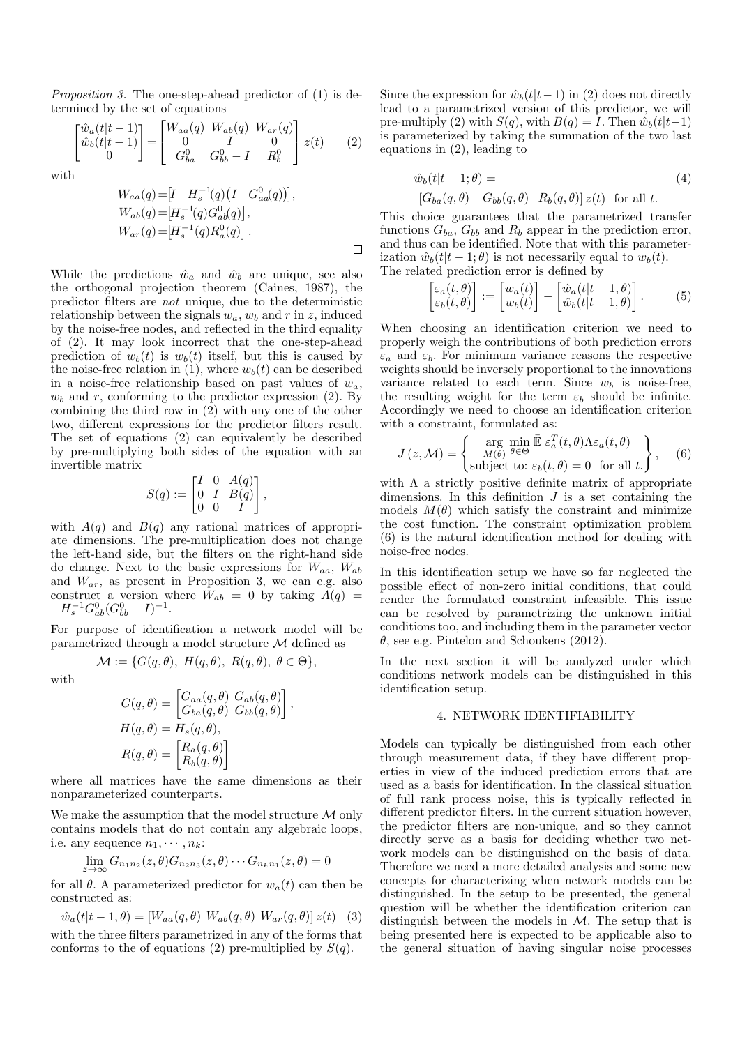*Proposition 3.* The one-step-ahead predictor of (1) is determined by the set of equations

$$\begin{bmatrix} \hat{w}_a(t|t-1) \\ \hat{w}_b(t|t-1) \\ 0 \end{bmatrix} = \begin{bmatrix} W_{aa}(q) & W_{ab}(q) & W_{ar}(q) \\ 0 & I & 0 \\ G_{ba}^0 & G_{bb}^0 - I & R_b^0 \end{bmatrix} z(t) \tag{2}$$

with

$$W_{aa}(q) = \left[I - H_s^{-1}(q)\left(I - G_{aa}^0(q)\right)\right],$$
$$W_{ab}(q) = \left[H_s^{-1}(q) G_{ab}^0(q)\right],$$
$$W_{ar}(q) = \left[H_s^{-1}(q) R_a^0(q)\right].$$

□

While the predictions $\hat{w}_a$ and $\hat{w}_b$ are unique, see also the orthogonal projection theorem (Caines, 1987), the predictor filters are *not* unique, due to the deterministic relationship between the signals $w_a$, $w_b$ and $r$ in $z$, induced by the noise-free nodes, and reflected in the third equality of (2). It may look incorrect that the one-step-ahead prediction of $w_b(t)$ is $w_b(t)$ itself, but this is caused by the noise-free relation in (1), where $w_b(t)$ can be described in a noise-free relationship based on past values of $w_a$, $w_b$ and $r$, conforming to the predictor expression (2). By combining the third row in (2) with any one of the other two, different expressions for the predictor filters result. The set of equations (2) can equivalently be described by pre-multiplying both sides of the equation with an invertible matrix

$$S(q) := \begin{bmatrix} I & 0 & A(q) \\ 0 & I & B(q) \\ 0 & 0 & I \end{bmatrix},$$

with $A(q)$ and $B(q)$ any rational matrices of appropriate dimensions. The pre-multiplication does not change the left-hand side, but the filters on the right-hand side do change. Next to the basic expressions for $W_{aa}$, $W_{ab}$ and $W_{ar}$, as present in Proposition 3, we can e.g. also construct a version where $W_{ab} = 0$ by taking $A(q) = -H_s^{-1} G_{ab}^0 (G_{bb}^0 - I)^{-1}$.

For purpose of identification a network model will be parametrized through a model structure $\mathcal{M}$ defined as

$$\mathcal{M} := \{G(q,\theta),\ H(q,\theta),\ R(q,\theta),\ \theta \in \Theta\},$$

with

$$G(q,\theta) = \begin{bmatrix} G_{aa}(q,\theta) & G_{ab}(q,\theta) \\ G_{ba}(q,\theta) & G_{bb}(q,\theta) \end{bmatrix},$$
$$H(q,\theta) = H_s(q,\theta),$$
$$R(q,\theta) = \begin{bmatrix} R_a(q,\theta) \\ R_b(q,\theta) \end{bmatrix}$$

where all matrices have the same dimensions as their nonparameterized counterparts.

We make the assumption that the model structure $\mathcal{M}$ only contains models that do not contain any algebraic loops, i.e. any sequence $n_1, \cdots, n_k$:

$$\lim_{z\to\infty} G_{n_1 n_2}(z,\theta) G_{n_2 n_3}(z,\theta) \cdots G_{n_k n_1}(z,\theta) = 0$$

for all $\theta$. A parameterized predictor for $w_a(t)$ can then be constructed as:

$$\hat{w}_a(t|t-1,\theta) = \left[W_{aa}(q,\theta)\ W_{ab}(q,\theta)\ W_{ar}(q,\theta)\right] z(t) \tag{3}$$

with the three filters parametrized in any of the forms that conforms to the of equations (2) pre-multiplied by $S(q)$.

Since the expression for $\hat{w}_b(t|t-1)$ in (2) does not directly lead to a parametrized version of this predictor, we will pre-multiply (2) with $S(q)$, with $B(q) = I$. Then $\hat{w}_b(t|t-1)$ is parameterized by taking the summation of the two last equations in (2), leading to

$$\hat{w}_b(t|t-1;\theta) = \tag{4}$$
$$\left[G_{ba}(q,\theta) \quad G_{bb}(q,\theta) \quad R_b(q,\theta)\right] z(t) \quad \text{for all } t.$$

This choice guarantees that the parametrized transfer functions $G_{ba}$, $G_{bb}$ and $R_b$ appear in the prediction error, and thus can be identified. Note that with this parameterization $\hat{w}_b(t|t-1;\theta)$ is not necessarily equal to $w_b(t)$. The related prediction error is defined by

$$\begin{bmatrix} \varepsilon_a(t,\theta) \\ \varepsilon_b(t,\theta) \end{bmatrix} := \begin{bmatrix} w_a(t) \\ w_b(t) \end{bmatrix} - \begin{bmatrix} \hat{w}_a(t|t-1,\theta) \\ \hat{w}_b(t|t-1,\theta) \end{bmatrix}. \tag{5}$$

When choosing an identification criterion we need to properly weigh the contributions of both prediction errors $\varepsilon_a$ and $\varepsilon_b$. For minimum variance reasons the respective weights should be inversely proportional to the innovations variance related to each term. Since $w_b$ is noise-free, the resulting weight for the term $\varepsilon_b$ should be infinite. Accordingly we need to choose an identification criterion with a constraint, formulated as:

$$J(z,\mathcal{M}) = \left\{ \begin{array}{c} \arg\min\limits_{M(\theta)\ \theta\in\Theta} \bar{\mathbb{E}}\ \varepsilon_a^T(t,\theta)\Lambda\varepsilon_a(t,\theta) \\ \text{subject to: } \varepsilon_b(t,\theta) = 0 \ \text{ for all } t. \end{array} \right\}, \tag{6}$$

with $\Lambda$ a strictly positive definite matrix of appropriate dimensions. In this definition $J$ is a set containing the models $M(\theta)$ which satisfy the constraint and minimize the cost function. The constraint optimization problem (6) is the natural identification method for dealing with noise-free nodes.

In this identification setup we have so far neglected the possible effect of non-zero initial conditions, that could render the formulated constraint infeasible. This issue can be resolved by parametrizing the unknown initial conditions too, and including them in the parameter vector $\theta$, see e.g. Pintelon and Schoukens (2012).

In the next section it will be analyzed under which conditions network models can be distinguished in this identification setup.

## 4. NETWORK IDENTIFIABILITY

Models can typically be distinguished from each other through measurement data, if they have different properties in view of the induced prediction errors that are used as a basis for identification. In the classical situation of full rank process noise, this is typically reflected in different predictor filters. In the current situation however, the predictor filters are non-unique, and so they cannot directly serve as a basis for deciding whether two network models can be distinguished on the basis of data. Therefore we need a more detailed analysis and some new concepts for characterizing when network models can be distinguished. In the setup to be presented, the general question will be whether the identification criterion can distinguish between the models in $\mathcal{M}$. The setup that is being presented here is expected to be applicable also to the general situation of having singular noise processes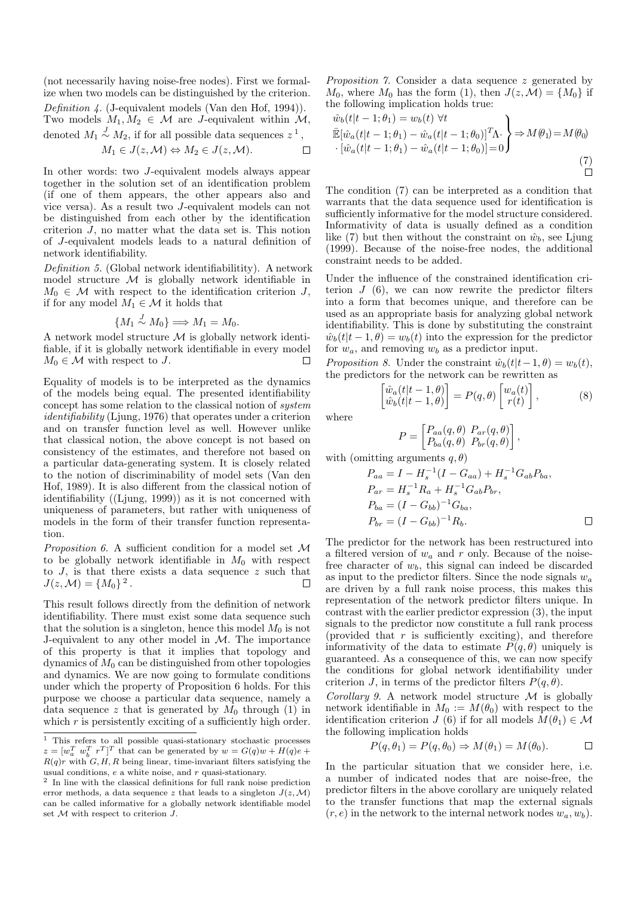(not necessarily having noise-free nodes). First we formalize when two models can be distinguished by the criterion.

*Definition 4.* (J-equivalent models (Van den Hof, 1994)). Two models $M_1, M_2 \in \mathcal{M}$ are $J$-equivalent within $\mathcal{M}$, denoted $M_1 \overset{J}{\sim} M_2$, if for all possible data sequences $z$ [1],

$$M_1 \in J(z, \mathcal{M}) \Leftrightarrow M_2 \in J(z, \mathcal{M}).$$

□

In other words: two $J$-equivalent models always appear together in the solution set of an identification problem (if one of them appears, the other appears also and vice versa). As a result two $J$-equivalent models can not be distinguished from each other by the identification criterion $J$, no matter what the data set is. This notion of $J$-equivalent models leads to a natural definition of network identifiability.

*Definition 5.* (Global network identifiabilitity). A network model structure $\mathcal{M}$ is globally network identifiable in $M_0 \in \mathcal{M}$ with respect to the identification criterion $J$, if for any model $M_1 \in \mathcal{M}$ it holds that

$$\{M_1 \overset{J}{\sim} M_0\} \Longrightarrow M_1 = M_0.$$

A network model structure $\mathcal{M}$ is globally network identifiable, if it is globally network identifiable in every model $M_0 \in \mathcal{M}$ with respect to $J$. □

Equality of models is to be interpreted as the dynamics of the models being equal. The presented identifiability concept has some relation to the classical notion of *system identifiability* (Ljung, 1976) that operates under a criterion and on transfer function level as well. However unlike that classical notion, the above concept is not based on consistency of the estimates, and therefore not based on a particular data-generating system. It is closely related to the notion of discriminability of model sets (Van den Hof, 1989). It is also different from the classical notion of identifiability ((Ljung, 1999)) as it is not concerned with uniqueness of parameters, but rather with uniqueness of models in the form of their transfer function representation.

*Proposition 6.* A sufficient condition for a model set $\mathcal{M}$ to be globally network identifiable in $M_0$ with respect to $J$, is that there exists a data sequence $z$ such that $J(z, \mathcal{M}) = \{M_0\}$ [2]. □

This result follows directly from the definition of network identifiability. There must exist some data sequence such that the solution is a singleton, hence this model $M_0$ is not J-equivalent to any other model in $\mathcal{M}$. The importance of this property is that it implies that topology and dynamics of $M_0$ can be distinguished from other topologies and dynamics. We are now going to formulate conditions under which the property of Proposition 6 holds. For this purpose we choose a particular data sequence, namely a data sequence $z$ that is generated by $M_0$ through (1) in which $r$ is persistently exciting of a sufficiently high order.

*Proposition 7.* Consider a data sequence $z$ generated by $M_0$, where $M_0$ has the form (1), then $J(z, \mathcal{M}) = \{M_0\}$ if the following implication holds true:

$$\left.\begin{array}{l} \hat{w}_b(t|t-1;\theta_1) = w_b(t) \ \forall t \\ \bar{\mathbb{E}}[\hat{w}_a(t|t-1;\theta_1) - \hat{w}_a(t|t-1;\theta_0)]^T \Lambda \cdot \\ \cdot [\hat{w}_a(t|t-1;\theta_1) - \hat{w}_a(t|t-1;\theta_0)] = 0 \end{array}\right\} \Rightarrow M(\theta_1) = M(\theta_0) \tag{7}$$

□

The condition (7) can be interpreted as a condition that warrants that the data sequence used for identification is sufficiently informative for the model structure considered. Informativity of data is usually defined as a condition like (7) but then without the constraint on $\hat{w}_b$, see Ljung (1999). Because of the noise-free nodes, the additional constraint needs to be added.

Under the influence of the constrained identification criterion $J$ (6), we can now rewrite the predictor filters into a form that becomes unique, and therefore can be used as an appropriate basis for analyzing global network identifiability. This is done by substituting the constraint $\hat{w}_b(t|t-1, \theta) = w_b(t)$ into the expression for the predictor for $w_a$, and removing $w_b$ as a predictor input.

*Proposition 8.* Under the constraint $\hat{w}_b(t|t-1, \theta) = w_b(t)$, the predictors for the network can be rewritten as

$$\begin{bmatrix} \hat{w}_a(t|t-1, \theta) \\ \hat{w}_b(t|t-1, \theta) \end{bmatrix} = P(q, \theta) \begin{bmatrix} w_a(t) \\ r(t) \end{bmatrix}, \tag{8}$$

where

$$P = \begin{bmatrix} P_{aa}(q, \theta) & P_{ar}(q, \theta) \\ P_{ba}(q, \theta) & P_{br}(q, \theta) \end{bmatrix},$$

with (omitting arguments $q, \theta$)

$$\begin{aligned} P_{aa} &= I - H_s^{-1}(I - G_{aa}) + H_s^{-1} G_{ab} P_{ba}, \\ P_{ar} &= H_s^{-1} R_a + H_s^{-1} G_{ab} P_{br}, \\ P_{ba} &= (I - G_{bb})^{-1} G_{ba}, \\ P_{br} &= (I - G_{bb})^{-1} R_b. \end{aligned}$$

□

The predictor for the network has been restructured into a filtered version of $w_a$ and $r$ only. Because of the noise-free character of $w_b$, this signal can indeed be discarded as input to the predictor filters. Since the node signals $w_a$ are driven by a full rank noise process, this makes this representation of the network predictor filters unique. In contrast with the earlier predictor expression (3), the input signals to the predictor now constitute a full rank process (provided that $r$ is sufficiently exciting), and therefore informativity of the data to estimate $P(q, \theta)$ uniquely is guaranteed. As a consequence of this, we can now specify the conditions for global network identifiability under criterion $J$, in terms of the predictor filters $P(q, \theta)$.

*Corollary 9.* A network model structure $\mathcal{M}$ is globally network identifiable in $M_0 := M(\theta_0)$ with respect to the identification criterion $J$ (6) if for all models $M(\theta_1) \in \mathcal{M}$ the following implication holds

$$P(q, \theta_1) = P(q, \theta_0) \Rightarrow M(\theta_1) = M(\theta_0).$$

□

In the particular situation that we consider here, i.e. a number of indicated nodes that are noise-free, the predictor filters in the above corollary are uniquely related to the transfer functions that map the external signals $(r, e)$ in the network to the internal network nodes $w_a, w_b$).

[1] This refers to all possible quasi-stationary stochastic processes $z = [w_a^T \ w_b^T \ r^T]^T$ that can be generated by $w = G(q)w + H(q)e + R(q)r$ with $G, H, R$ being linear, time-invariant filters satisfying the usual conditions, $e$ a white noise, and $r$ quasi-stationary.

[2] In line with the classical definitions for full rank noise prediction error methods, a data sequence $z$ that leads to a singleton $J(z, \mathcal{M})$ can be called informative for a globally network identifiable model set $\mathcal{M}$ with respect to criterion $J$.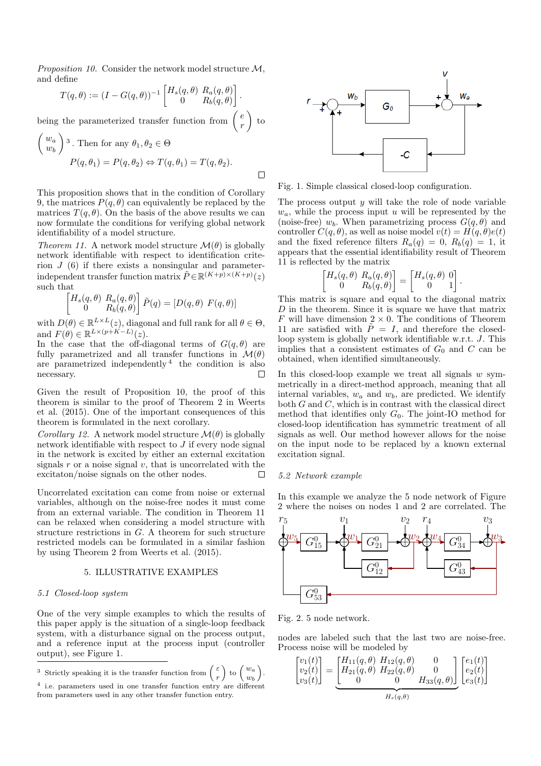*Proposition 10.* Consider the network model structure $\mathcal{M}$, and define

$$T(q,\theta) := (I - G(q,\theta))^{-1} \begin{bmatrix} H_s(q,\theta) & R_a(q,\theta) \\ 0 & R_b(q,\theta) \end{bmatrix}.$$

being the parameterized transfer function from $\begin{pmatrix} e \\ r \end{pmatrix}$ to $\begin{pmatrix} w_a \\ w_b \end{pmatrix}$ [3]. Then for any $\theta_1, \theta_2 \in \Theta$

$$P(q,\theta_1) = P(q,\theta_2) \Leftrightarrow T(q,\theta_1) = T(q,\theta_2).$$

□

This proposition shows that in the condition of Corollary 9, the matrices $P(q,\theta)$ can equivalently be replaced by the matrices $T(q,\theta)$. On the basis of the above results we can now formulate the conditions for verifying global network identifiability of a model structure.

*Theorem 11.* A network model structure $\mathcal{M}(\theta)$ is globally network identifiable with respect to identification criterion $J$ (6) if there exists a nonsingular and parameter-independent transfer function matrix $\tilde{P} \in \mathbb{R}^{(K+p)\times(K+p)}(z)$ such that

$$\begin{bmatrix} H_s(q,\theta) & R_a(q,\theta) \\ 0 & R_b(q,\theta) \end{bmatrix} \tilde{P}(q) = [D(q,\theta) \;\; F(q,\theta)]$$

with $D(\theta) \in \mathbb{R}^{L\times L}(z)$, diagonal and full rank for all $\theta \in \Theta$, and $F(\theta) \in \mathbb{R}^{L\times(p+K-L)}(z)$.

In the case that the off-diagonal terms of $G(q,\theta)$ are fully parametrized and all transfer functions in $\mathcal{M}(\theta)$ are parametrized independently [4] the condition is also necessary. □

Given the result of Proposition 10, the proof of this theorem is similar to the proof of Theorem 2 in Weerts et al. (2015). One of the important consequences of this theorem is formulated in the next corollary.

*Corollary 12.* A network model structure $\mathcal{M}(\theta)$ is globally network identifiable with respect to $J$ if every node signal in the network is excited by either an external excitation signals $r$ or a noise signal $v$, that is uncorrelated with the excitaton/noise signals on the other nodes. □

Uncorrelated excitation can come from noise or external variables, although on the noise-free nodes it must come from an external variable. The condition in Theorem 11 can be relaxed when considering a model structure with structure restrictions in $G$. A theorem for such structure restricted models can be formulated in a similar fashion by using Theorem 2 from Weerts et al. (2015).

## 5. ILLUSTRATIVE EXAMPLES

### 5.1 Closed-loop system

One of the very simple examples to which the results of this paper apply is the situation of a single-loop feedback system, with a disturbance signal on the process output, and a reference input at the process input (controller output), see Figure 1.

Fig. 1. Simple classical closed-loop configuration.

The process output $y$ will take the role of node variable $w_a$, while the process input $u$ will be represented by the (noise-free) $w_b$. When parametrizing process $G(q,\theta)$ and controller $C(q,\theta)$, as well as noise model $v(t) = H(q,\theta)e(t)$ and the fixed reference filters $R_a(q) = 0$, $R_b(q) = 1$, it appears that the essential identifiability result of Theorem 11 is reflected by the matrix

$$\begin{bmatrix} H_s(q,\theta) & R_a(q,\theta) \\ 0 & R_b(q,\theta) \end{bmatrix} = \begin{bmatrix} H_s(q,\theta) & 0 \\ 0 & 1 \end{bmatrix}.$$

This matrix is square and equal to the diagonal matrix $D$ in the theorem. Since it is square we have that matrix $F$ will have dimension $2 \times 0$. The conditions of Theorem 11 are satisfied with $\tilde{P} = I$, and therefore the closed-loop system is globally network identifiable w.r.t. $J$. This implies that a consistent estimates of $G_0$ and $C$ can be obtained, when identified simultaneously.

In this closed-loop example we treat all signals $w$ symmetrically in a direct-method approach, meaning that all internal variables, $w_a$ and $w_b$, are predicted. We identify both $G$ and $C$, which is in contrast with the classical direct method that identifies only $G_0$. The joint-IO method for closed-loop identification has symmetric treatment of all signals as well. Our method however allows for the noise on the input node to be replaced by a known external excitation signal.

### 5.2 Network example

In this example we analyze the 5 node network of Figure 2 where the noises on nodes 1 and 2 are correlated. The

Fig. 2. 5 node network.

nodes are labeled such that the last two are noise-free. Process noise will be modeled by

$$\begin{bmatrix} v_1(t) \\ v_2(t) \\ v_3(t) \end{bmatrix} = \underbrace{\begin{bmatrix} H_{11}(q,\theta) & H_{12}(q,\theta) & 0 \\ H_{21}(q,\theta) & H_{22}(q,\theta) & 0 \\ 0 & 0 & H_{33}(q,\theta) \end{bmatrix}}_{H_s(q,\theta)} \begin{bmatrix} e_1(t) \\ e_2(t) \\ e_3(t) \end{bmatrix}$$

---

[3] Strictly speaking it is the transfer function from $\begin{pmatrix} \varepsilon \\ r \end{pmatrix}$ to $\begin{pmatrix} w_a \\ w_b \end{pmatrix}$.

[4] i.e. parameters used in one transfer function entry are different from parameters used in any other transfer function entry.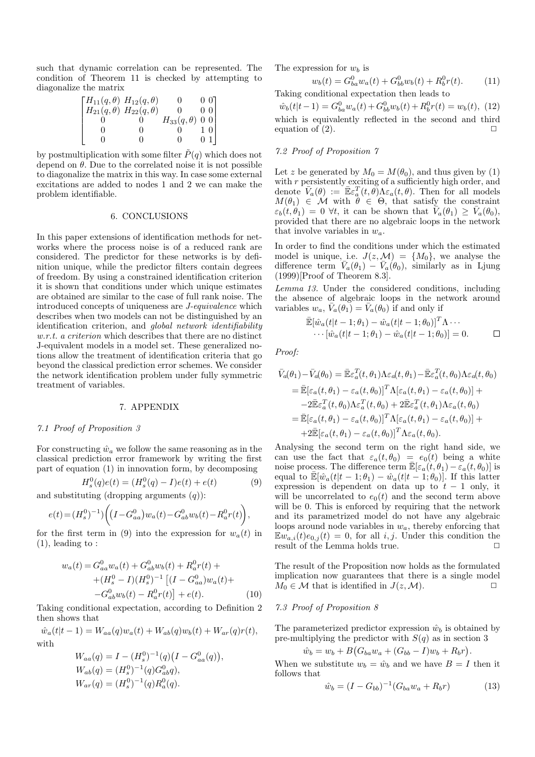such that dynamic correlation can be represented. The condition of Theorem 11 is checked by attempting to diagonalize the matrix

$$\begin{bmatrix} H_{11}(q,\theta) & H_{12}(q,\theta) & 0 & 0 & 0 \\ H_{21}(q,\theta) & H_{22}(q,\theta) & 0 & 0 & 0 \\ 0 & 0 & H_{33}(q,\theta) & 0 & 0 \\ 0 & 0 & 0 & 1 & 0 \\ 0 & 0 & 0 & 0 & 1 \end{bmatrix}$$

by postmultiplication with some filter $\tilde{P}(q)$ which does not depend on $\theta$. Due to the correlated noise it is not possible to diagonalize the matrix in this way. In case some external excitations are added to nodes 1 and 2 we can make the problem identifiable.

## 6. CONCLUSIONS

In this paper extensions of identification methods for networks where the process noise is of a reduced rank are considered. The predictor for these networks is by definition unique, while the predictor filters contain degrees of freedom. By using a constrained identification criterion it is shown that conditions under which unique estimates are obtained are similar to the case of full rank noise. The introduced concepts of uniqueness are *J-equivalence* which describes when two models can not be distinguished by an identification criterion, and *global network identifiability w.r.t. a criterion* which describes that there are no distinct J-equivalent models in a model set. These generalized notions allow the treatment of identification criteria that go beyond the classical prediction error schemes. We consider the network identification problem under fully symmetric treatment of variables.

## 7. APPENDIX

### 7.1 Proof of Proposition 3

For constructing $\hat{w}_a$ we follow the same reasoning as in the classical prediction error framework by writing the first part of equation (1) in innovation form, by decomposing

$$H_s^0(q)e(t) = (H_s^0(q) - I)e(t) + e(t) \tag{9}$$

and substituting (dropping arguments $(q)$):

$$e(t) = (H_s^0)^{-1}\Big((I - G_{aa}^0)w_a(t) - G_{ab}^0 w_b(t) - R_a^0 r(t)\Big),$$

for the first term in (9) into the expression for $w_a(t)$ in (1), leading to :

$$\begin{aligned} w_a(t) &= G_{aa}^0 w_a(t) + G_{ab}^0 w_b(t) + R_a^0 r(t) + \\ &+ (H_s^0 - I)(H_s^0)^{-1}\left[(I - G_{aa}^0)w_a(t) + \right. \\ &\left. - G_{ab}^0 w_b(t) - R_a^0 r(t)\right] + e(t). \end{aligned} \tag{10}$$

Taking conditional expectation, according to Definition 2 then shows that

$$\hat{w}_a(t|t-1) = W_{aa}(q)w_a(t) + W_{ab}(q)w_b(t) + W_{ar}(q)r(t),$$

with

$$\begin{aligned} W_{aa}(q) &= I - (H_s^0)^{-1}(q)\big(I - G_{aa}^0(q)\big), \\ W_{ab}(q) &= (H_s^0)^{-1}(q)G_{ab}^0 q), \\ W_{ar}(q) &= (H_s^0)^{-1}(q)R_a^0(q). \end{aligned}$$

The expression for $w_b$ is

$$w_b(t) = G_{ba}^0 w_a(t) + G_{bb}^0 w_b(t) + R_b^0 r(t). \tag{11}$$

Taking conditional expectation then leads to

$$\hat{w}_b(t|t-1) = G_{ba}^0 w_a(t) + G_{bb}^0 w_b(t) + R_b^0 r(t) = w_b(t), \tag{12}$$

which is equivalently reflected in the second and third equation of (2). □

### 7.2 Proof of Proposition 7

Let $z$ be generated by $M_0 = M(\theta_0)$, and thus given by (1) with $r$ persistently exciting of a sufficiently high order, and denote $\bar{V}_a(\theta) := \bar{\mathbb{E}}\varepsilon_a^T(t,\theta)\Lambda\varepsilon_a(t,\theta)$. Then for all models $M(\theta_1) \in \mathcal{M}$ with $\theta \in \Theta$, that satisfy the constraint $\varepsilon_b(t,\theta_1) = 0 \ \forall t$, it can be shown that $\bar{V}_a(\theta_1) \geq \bar{V}_a(\theta_0)$, provided that there are no algebraic loops in the network that involve variables in $w_a$.

In order to find the conditions under which the estimated model is unique, i.e. $J(z,\mathcal{M}) = \{M_0\}$, we analyse the difference term $\bar{V}_a(\theta_1) - \bar{V}_a(\theta_0)$, similarly as in Ljung (1999)[Proof of Theorem 8.3].

*Lemma 13.* Under the considered conditions, including the absence of algebraic loops in the network around variables $w_a$, $\bar{V}_a(\theta_1) = \bar{V}_a(\theta_0)$ if and only if

$$\begin{aligned} &\bar{\mathbb{E}}[\hat{w}_a(t|t-1;\theta_1) - \hat{w}_a(t|t-1;\theta_0)]^T\Lambda \cdots \\ &\cdots [\hat{w}_a(t|t-1;\theta_1) - \hat{w}_a(t|t-1;\theta_0)] = 0. \end{aligned}$$ □

*Proof:*

$$\begin{aligned} \bar{V}_a(\theta_1) - \bar{V}_a(\theta_0) &= \bar{\mathbb{E}}\varepsilon_a^T(t,\theta_1)\Lambda\varepsilon_a(t,\theta_1) - \bar{\mathbb{E}}\varepsilon_a^T(t,\theta_0)\Lambda\varepsilon_a(t,\theta_0) \\ &= \bar{\mathbb{E}}[\varepsilon_a(t,\theta_1) - \varepsilon_a(t,\theta_0)]^T\Lambda[\varepsilon_a(t,\theta_1) - \varepsilon_a(t,\theta_0)] + \\ &\quad -2\bar{\mathbb{E}}\varepsilon_a^T(t,\theta_0)\Lambda\varepsilon_a^T(t,\theta_0) + 2\bar{\mathbb{E}}\varepsilon_a^T(t,\theta_1)\Lambda\varepsilon_a(t,\theta_0) \\ &= \bar{\mathbb{E}}[\varepsilon_a(t,\theta_1) - \varepsilon_a(t,\theta_0)]^T\Lambda[\varepsilon_a(t,\theta_1) - \varepsilon_a(t,\theta_0)] + \\ &\quad +2\bar{\mathbb{E}}[\varepsilon_a(t,\theta_1) - \varepsilon_a(t,\theta_0)]^T\Lambda\varepsilon_a(t,\theta_0). \end{aligned}$$

Analysing the second term on the right hand side, we can use the fact that $\varepsilon_a(t,\theta_0) = e_0(t)$ being a white noise process. The difference term $\bar{\mathbb{E}}[\varepsilon_a(t,\theta_1) - \varepsilon_a(t,\theta_0)]$ is equal to $\bar{\mathbb{E}}[\hat{w}_a(t|t-1;\theta_1) - \hat{w}_a(t|t-1;\theta_0)]$. If this latter expression is dependent on data up to $t-1$ only, it will be uncorrelated to $e_0(t)$ and the second term above will be 0. This is enforced by requiring that the network and its parametrized model do not have any algebraic loops around node variables in $w_a$, thereby enforcing that $\mathbb{E}w_{a,i}(t)e_{0,j}(t) = 0$, for all $i,j$. Under this condition the result of the Lemma holds true. □

The result of the Proposition now holds as the formulated implication now guarantees that there is a single model $M_0 \in \mathcal{M}$ that is identified in $J(z,\mathcal{M})$. □

### 7.3 Proof of Proposition 8

The parameterized predictor expression $\hat{w}_b$ is obtained by pre-multiplying the predictor with $S(q)$ as in section 3

$$\hat{w}_b = w_b + B\big(G_{ba}w_a + (G_{bb} - I)w_b + R_b r\big).$$

When we substitute $w_b = \hat{w}_b$ and we have $B = I$ then it follows that

$$\hat{w}_b = (I - G_{bb})^{-1}(G_{ba}w_a + R_b r) \tag{13}$$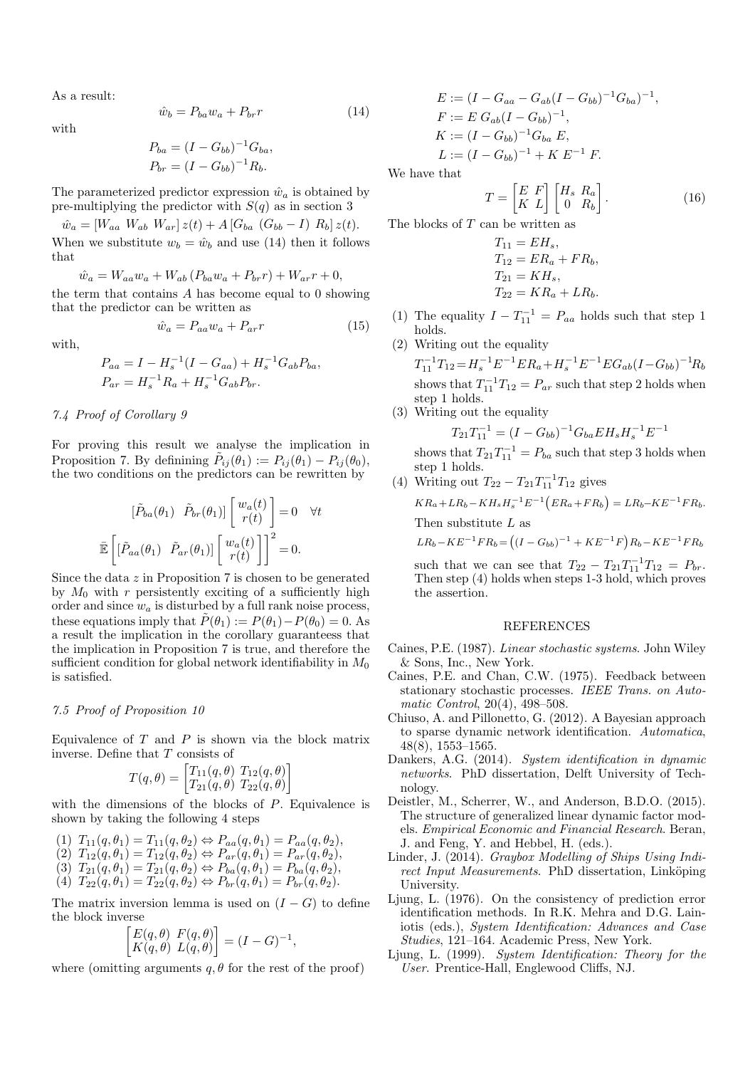As a result:

$$\hat{w}_b = P_{ba} w_a + P_{br} r \tag{14}$$

with

$$P_{ba} = (I - G_{bb})^{-1} G_{ba},$$
$$P_{br} = (I - G_{bb})^{-1} R_b.$$

The parameterized predictor expression $\hat{w}_a$ is obtained by pre-multiplying the predictor with $S(q)$ as in section 3

$$\hat{w}_a = [W_{aa}\ W_{ab}\ W_{ar}]\, z(t) + A\, [G_{ba}\ (G_{bb} - I)\ R_b]\, z(t).$$

When we substitute $w_b = \hat{w}_b$ and use (14) then it follows that

$$\hat{w}_a = W_{aa} w_a + W_{ab} \left(P_{ba} w_a + P_{br} r\right) + W_{ar} r + 0,$$

the term that contains $A$ has become equal to 0 showing that the predictor can be written as

$$\hat{w}_a = P_{aa} w_a + P_{ar} r \tag{15}$$

with,

$$P_{aa} = I - H_s^{-1}(I - G_{aa}) + H_s^{-1} G_{ab} P_{ba},$$
$$P_{ar} = H_s^{-1} R_a + H_s^{-1} G_{ab} P_{br}.$$

### 7.4 Proof of Corollary 9

For proving this result we analyse the implication in Proposition 7. By defininig $\tilde{P}_{ij}(\theta_1) := P_{ij}(\theta_1) - P_{ij}(\theta_0)$, the two conditions on the predictors can be rewritten by

$$[\tilde{P}_{ba}(\theta_1)\ \ \tilde{P}_{br}(\theta_1)] \begin{bmatrix} w_a(t) \\ r(t) \end{bmatrix} = 0 \quad \forall t$$

$$\bar{\mathbb{E}} \left[ [\tilde{P}_{aa}(\theta_1)\ \ \tilde{P}_{ar}(\theta_1)] \begin{bmatrix} w_a(t) \\ r(t) \end{bmatrix} \right]^2 = 0.$$

Since the data $z$ in Proposition 7 is chosen to be generated by $M_0$ with $r$ persistently exciting of a sufficiently high order and since $w_a$ is disturbed by a full rank noise process, these equations imply that $\tilde{P}(\theta_1) := P(\theta_1) - P(\theta_0) = 0$. As a result the implication in the corollary guaranteess that the implication in Proposition 7 is true, and therefore the sufficient condition for global network identifiability in $M_0$ is satisfied.

### 7.5 Proof of Proposition 10

Equivalence of $T$ and $P$ is shown via the block matrix inverse. Define that $T$ consists of

$$T(q, \theta) = \begin{bmatrix} T_{11}(q,\theta) & T_{12}(q,\theta) \\ T_{21}(q,\theta) & T_{22}(q,\theta) \end{bmatrix}$$

with the dimensions of the blocks of $P$. Equivalence is shown by taking the following 4 steps

(1) $T_{11}(q, \theta_1) = T_{11}(q, \theta_2) \Leftrightarrow P_{aa}(q, \theta_1) = P_{aa}(q, \theta_2)$,
(2) $T_{12}(q, \theta_1) = T_{12}(q, \theta_2) \Leftrightarrow P_{ar}(q, \theta_1) = P_{ar}(q, \theta_2)$,
(3) $T_{21}(q, \theta_1) = T_{21}(q, \theta_2) \Leftrightarrow P_{ba}(q, \theta_1) = P_{ba}(q, \theta_2)$,
(4) $T_{22}(q, \theta_1) = T_{22}(q, \theta_2) \Leftrightarrow P_{br}(q, \theta_1) = P_{br}(q, \theta_2)$.

The matrix inversion lemma is used on $(I - G)$ to define the block inverse

$$\begin{bmatrix} E(q,\theta) & F(q,\theta) \\ K(q,\theta) & L(q,\theta) \end{bmatrix} = (I - G)^{-1},$$

where (omitting arguments $q, \theta$ for the rest of the proof)

$$E := (I - G_{aa} - G_{ab}(I - G_{bb})^{-1} G_{ba})^{-1},$$
$$F := E\, G_{ab}(I - G_{bb})^{-1},$$
$$K := (I - G_{bb})^{-1} G_{ba}\, E,$$
$$L := (I - G_{bb})^{-1} + K\, E^{-1}\, F.$$

We have that

$$T = \begin{bmatrix} E & F \\ K & L \end{bmatrix} \begin{bmatrix} H_s & R_a \\ 0 & R_b \end{bmatrix}. \tag{16}$$

The blocks of $T$ can be written as

$$T_{11} = EH_s,$$
$$T_{12} = ER_a + FR_b,$$
$$T_{21} = KH_s,$$
$$T_{22} = KR_a + LR_b.$$

(1) The equality $I - T_{11}^{-1} = P_{aa}$ holds such that step 1 holds.

(2) Writing out the equality

$$T_{11}^{-1} T_{12} = H_s^{-1} E^{-1} E R_a + H_s^{-1} E^{-1} E G_{ab} (I - G_{bb})^{-1} R_b$$

shows that $T_{11}^{-1} T_{12} = P_{ar}$ such that step 2 holds when step 1 holds.

(3) Writing out the equality

$$T_{21} T_{11}^{-1} = (I - G_{bb})^{-1} G_{ba} E H_s H_s^{-1} E^{-1}$$

shows that $T_{21} T_{11}^{-1} = P_{ba}$ such that step 3 holds when step 1 holds.

(4) Writing out $T_{22} - T_{21} T_{11}^{-1} T_{12}$ gives

$$KR_a + LR_b - KH_s H_s^{-1} E^{-1} \big( ER_a + FR_b \big) = LR_b - KE^{-1} FR_b.$$

Then substitute $L$ as

$$LR_b - KE^{-1} FR_b = \big( (I - G_{bb})^{-1} + KE^{-1} F \big) R_b - KE^{-1} FR_b$$

such that we can see that $T_{22} - T_{21} T_{11}^{-1} T_{12} = P_{br}$. Then step (4) holds when steps 1-3 hold, which proves the assertion.

## REFERENCES

Caines, P.E. (1987). *Linear stochastic systems*. John Wiley & Sons, Inc., New York.

Caines, P.E. and Chan, C.W. (1975). Feedback between stationary stochastic processes. *IEEE Trans. on Automatic Control*, 20(4), 498–508.

Chiuso, A. and Pillonetto, G. (2012). A Bayesian approach to sparse dynamic network identification. *Automatica*, 48(8), 1553–1565.

Dankers, A.G. (2014). *System identification in dynamic networks*. PhD dissertation, Delft University of Technology.

Deistler, M., Scherrer, W., and Anderson, B.D.O. (2015). The structure of generalized linear dynamic factor models. *Empirical Economic and Financial Research*. Beran, J. and Feng, Y. and Hebbel, H. (eds.).

Linder, J. (2014). *Graybox Modelling of Ships Using Indirect Input Measurements*. PhD dissertation, Linköping University.

Ljung, L. (1976). On the consistency of prediction error identification methods. In R.K. Mehra and D.G. Lainiotis (eds.), *System Identification: Advances and Case Studies*, 121–164. Academic Press, New York.

Ljung, L. (1999). *System Identification: Theory for the User*. Prentice-Hall, Englewood Cliffs, NJ.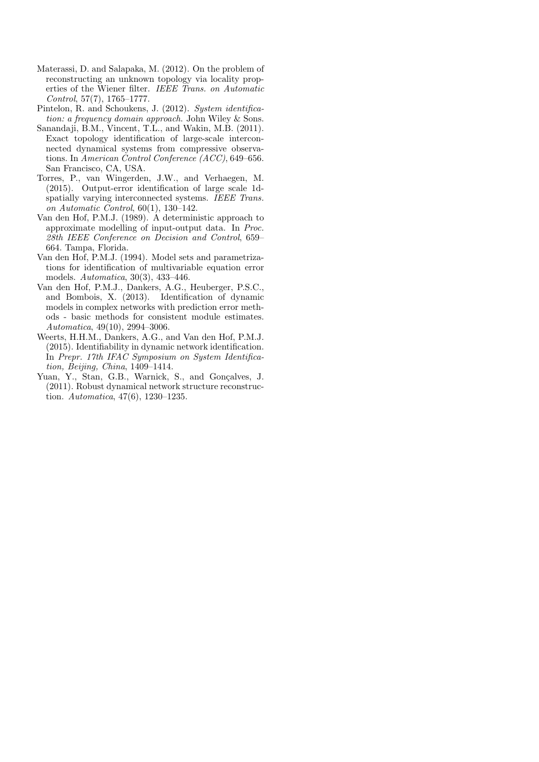Materassi, D. and Salapaka, M. (2012). On the problem of reconstructing an unknown topology via locality properties of the Wiener filter. *IEEE Trans. on Automatic Control*, 57(7), 1765–1777.

Pintelon, R. and Schoukens, J. (2012). *System identification: a frequency domain approach*. John Wiley & Sons.

Sanandaji, B.M., Vincent, T.L., and Wakin, M.B. (2011). Exact topology identification of large-scale interconnected dynamical systems from compressive observations. In *American Control Conference (ACC)*, 649–656. San Francisco, CA, USA.

Torres, P., van Wingerden, J.W., and Verhaegen, M. (2015). Output-error identification of large scale 1d-spatially varying interconnected systems. *IEEE Trans. on Automatic Control*, 60(1), 130–142.

Van den Hof, P.M.J. (1989). A deterministic approach to approximate modelling of input-output data. In *Proc. 28th IEEE Conference on Decision and Control*, 659–664. Tampa, Florida.

Van den Hof, P.M.J. (1994). Model sets and parametrizations for identification of multivariable equation error models. *Automatica*, 30(3), 433–446.

Van den Hof, P.M.J., Dankers, A.G., Heuberger, P.S.C., and Bombois, X. (2013). Identification of dynamic models in complex networks with prediction error methods - basic methods for consistent module estimates. *Automatica*, 49(10), 2994–3006.

Weerts, H.H.M., Dankers, A.G., and Van den Hof, P.M.J. (2015). Identifiability in dynamic network identification. In *Prepr. 17th IFAC Symposium on System Identification, Beijing, China*, 1409–1414.

Yuan, Y., Stan, G.B., Warnick, S., and Gonçalves, J. (2011). Robust dynamical network structure reconstruction. *Automatica*, 47(6), 1230–1235.